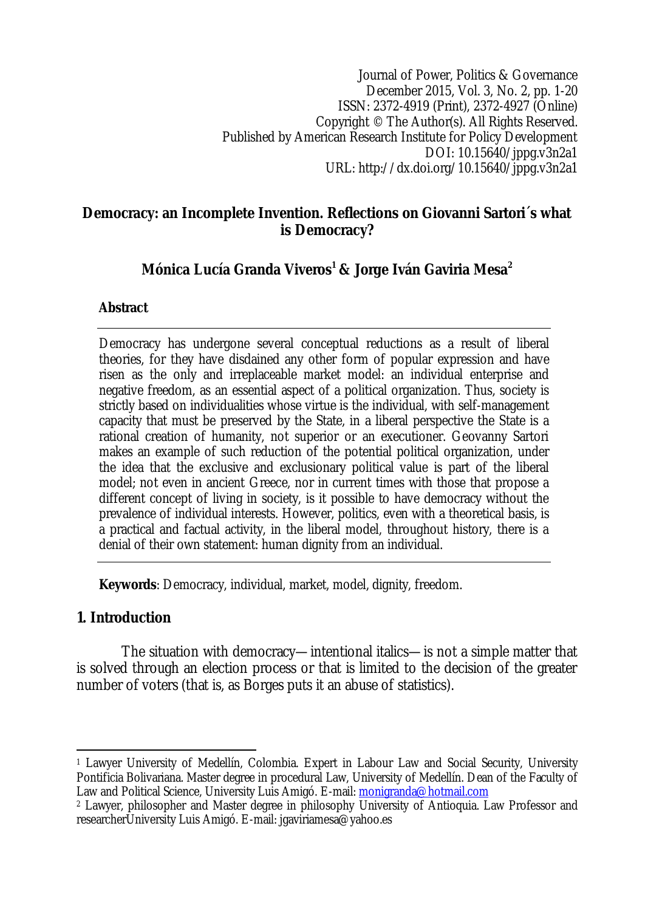Journal of Power, Politics & Governance
December 2015, Vol. 3, No. 2, pp. 1-20
ISSN: 2372-4919 (Print), 2372-4927 (Online)
Copyright © The Author(s). All Rights Reserved.
Published by American Research Institute for Policy Development
DOI: 10.15640/jppg.v3n2a1
URL: http://dx.doi.org/10.15640/jppg.v3n2a1

# Democracy: an Incomplete Invention. Reflections on Giovanni Sartori´s what is Democracy?

**Mónica Lucía Granda Viveros[1] & Jorge Iván Gaviria Mesa[2]**

## Abstract

Democracy has undergone several conceptual reductions as a result of liberal theories, for they have disdained any other form of popular expression and have risen as the only and irreplaceable market model: an individual enterprise and negative freedom, as an essential aspect of a political organization. Thus, society is strictly based on individualities whose virtue is the individual, with self-management capacity that must be preserved by the State, in a liberal perspective the State is a rational creation of humanity, not superior or an executioner. Geovanny Sartori makes an example of such reduction of the potential political organization, under the idea that the exclusive and exclusionary political value is part of the liberal model; not even in ancient Greece, nor in current times with those that propose a different concept of living in society, is it possible to have democracy without the prevalence of individual interests. However, politics, even with a theoretical basis, is a practical and factual activity, in the liberal model, throughout history, there is a denial of their own statement: human dignity from an individual.

**Keywords**: Democracy, individual, market, model, dignity, freedom.

## 1. Introduction

The situation with democracy—intentional italics—is not a simple matter that is solved through an election process or that is limited to the decision of the greater number of voters (that is, as Borges puts it an abuse of statistics).

---

[1] Lawyer University of Medellín, Colombia. Expert in Labour Law and Social Security, University Pontificia Bolivariana. Master degree in procedural Law, University of Medellín. Dean of the Faculty of Law and Political Science, University Luis Amigó. E-mail: monigranda@hotmail.com

[2] Lawyer, philosopher and Master degree in philosophy University of Antioquia. Law Professor and researcherUniversity Luis Amigó. E-mail: jgaviriamesa@yahoo.es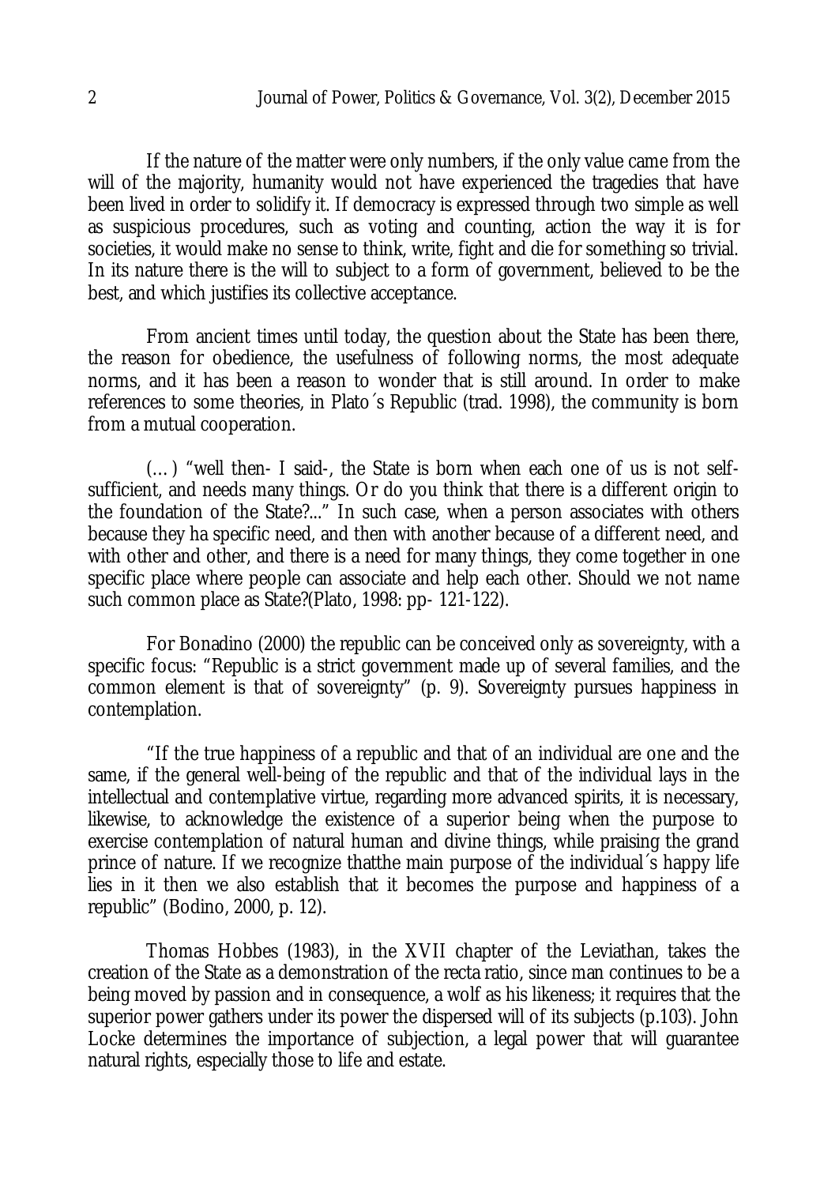If the nature of the matter were only numbers, if the only value came from the will of the majority, humanity would not have experienced the tragedies that have been lived in order to solidify it. If democracy is expressed through two simple as well as suspicious procedures, such as voting and counting, action the way it is for societies, it would make no sense to think, write, fight and die for something so trivial. In its nature there is the will to subject to a form of government, believed to be the best, and which justifies its collective acceptance.

From ancient times until today, the question about the State has been there, the reason for obedience, the usefulness of following norms, the most adequate norms, and it has been a reason to wonder that is still around. In order to make references to some theories, in Plato´s Republic (trad. 1998), the community is born from a mutual cooperation.

(…) "well then- I said-, the State is born when each one of us is not self-sufficient, and needs many things. Or do you think that there is a different origin to the foundation of the State?..." In such case, when a person associates with others because they ha specific need, and then with another because of a different need, and with other and other, and there is a need for many things, they come together in one specific place where people can associate and help each other. Should we not name such common place as State?(Plato, 1998: pp- 121-122).

For Bonadino (2000) the republic can be conceived only as sovereignty, with a specific focus: "Republic is a strict government made up of several families, and the common element is that of sovereignty" (p. 9). Sovereignty pursues happiness in contemplation.

"If the true happiness of a republic and that of an individual are one and the same, if the general well-being of the republic and that of the individual lays in the intellectual and contemplative virtue, regarding more advanced spirits, it is necessary, likewise, to acknowledge the existence of a superior being when the purpose to exercise contemplation of natural human and divine things, while praising the grand prince of nature. If we recognize thatthe main purpose of the individual´s happy life lies in it then we also establish that it becomes the purpose and happiness of a republic" (Bodino, 2000, p. 12).

Thomas Hobbes (1983), in the XVII chapter of the Leviathan, takes the creation of the State as a demonstration of the recta ratio, since man continues to be a being moved by passion and in consequence, a wolf as his likeness; it requires that the superior power gathers under its power the dispersed will of its subjects (p.103). John Locke determines the importance of subjection, a legal power that will guarantee natural rights, especially those to life and estate.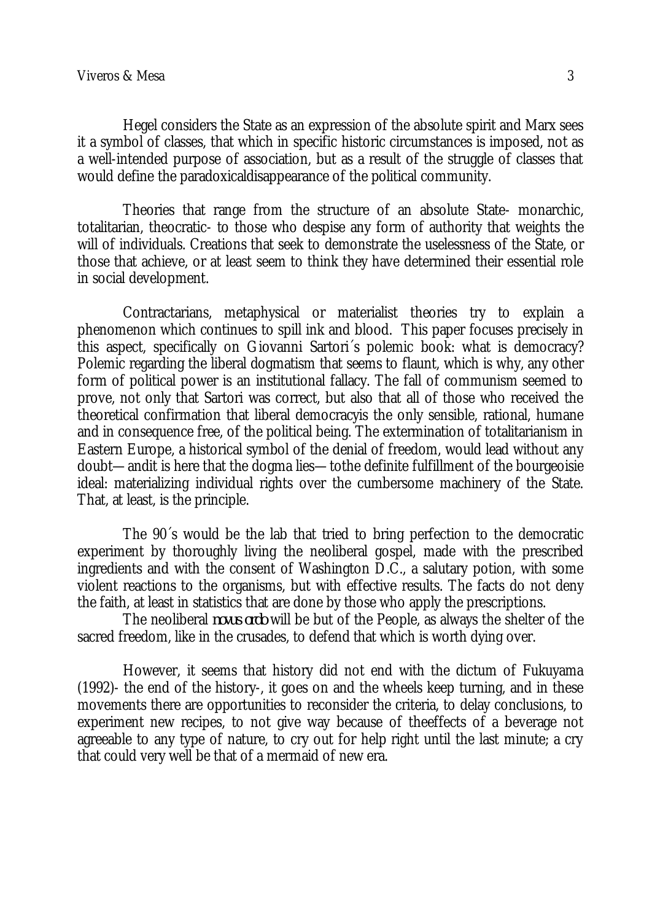Hegel considers the State as an expression of the absolute spirit and Marx sees it a symbol of classes, that which in specific historic circumstances is imposed, not as a well-intended purpose of association, but as a result of the struggle of classes that would define the paradoxicaldisappearance of the political community.

Theories that range from the structure of an absolute State- monarchic, totalitarian, theocratic- to those who despise any form of authority that weights the will of individuals. Creations that seek to demonstrate the uselessness of the State, or those that achieve, or at least seem to think they have determined their essential role in social development.

Contractarians, metaphysical or materialist theories try to explain a phenomenon which continues to spill ink and blood. This paper focuses precisely in this aspect, specifically on Giovanni Sartori´s polemic book: what is democracy? Polemic regarding the liberal dogmatism that seems to flaunt, which is why, any other form of political power is an institutional fallacy. The fall of communism seemed to prove, not only that Sartori was correct, but also that all of those who received the theoretical confirmation that liberal democracyis the only sensible, rational, humane and in consequence free, of the political being. The extermination of totalitarianism in Eastern Europe, a historical symbol of the denial of freedom, would lead without any doubt— andit is here that the dogma lies— tothe definite fulfillment of the bourgeoisie ideal: materializing individual rights over the cumbersome machinery of the State. That, at least, is the principle.

The 90´s would be the lab that tried to bring perfection to the democratic experiment by thoroughly living the neoliberal gospel, made with the prescribed ingredients and with the consent of Washington D.C., a salutary potion, with some violent reactions to the organisms, but with effective results. The facts do not deny the faith, at least in statistics that are done by those who apply the prescriptions.

The neoliberal *novus ordo* will be but of the People, as always the shelter of the sacred freedom, like in the crusades, to defend that which is worth dying over.

However, it seems that history did not end with the dictum of Fukuyama (1992)- the end of the history-, it goes on and the wheels keep turning, and in these movements there are opportunities to reconsider the criteria, to delay conclusions, to experiment new recipes, to not give way because of theeffects of a beverage not agreeable to any type of nature, to cry out for help right until the last minute; a cry that could very well be that of a mermaid of new era.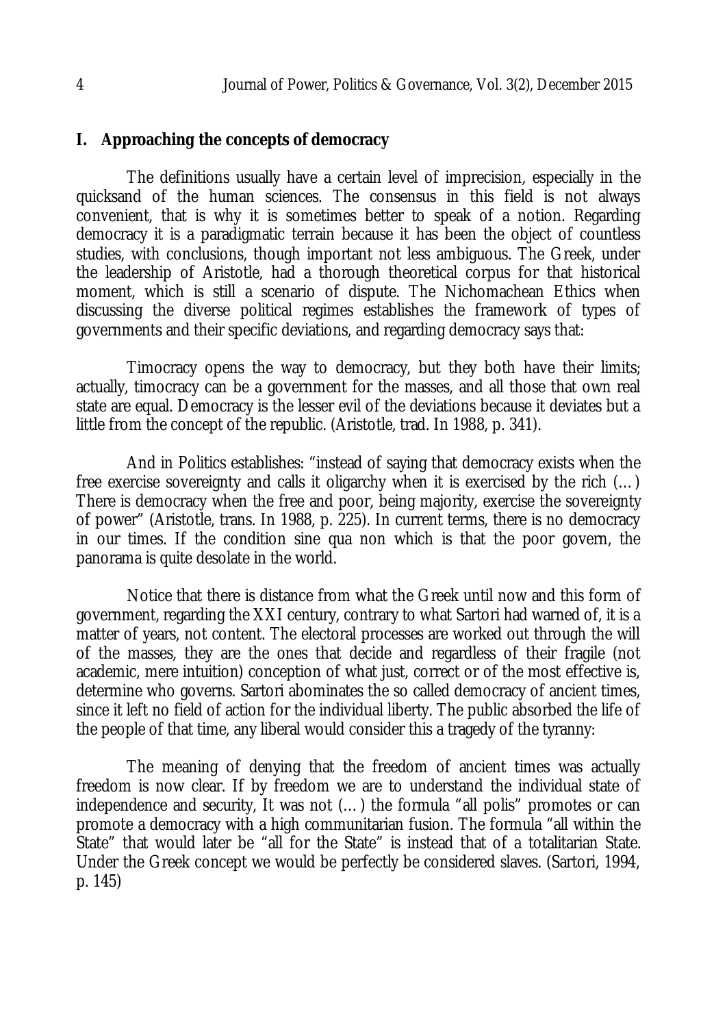## I. Approaching the concepts of democracy

The definitions usually have a certain level of imprecision, especially in the quicksand of the human sciences. The consensus in this field is not always convenient, that is why it is sometimes better to speak of a notion. Regarding democracy it is a paradigmatic terrain because it has been the object of countless studies, with conclusions, though important not less ambiguous. The Greek, under the leadership of Aristotle, had a thorough theoretical corpus for that historical moment, which is still a scenario of dispute. The Nichomachean Ethics when discussing the diverse political regimes establishes the framework of types of governments and their specific deviations, and regarding democracy says that:

> Timocracy opens the way to democracy, but they both have their limits; actually, timocracy can be a government for the masses, and all those that own real state are equal. Democracy is the lesser evil of the deviations because it deviates but a little from the concept of the republic. (Aristotle, trad. In 1988, p. 341).

And in Politics establishes: "instead of saying that democracy exists when the free exercise sovereignty and calls it oligarchy when it is exercised by the rich (…) There is democracy when the free and poor, being majority, exercise the sovereignty of power" (Aristotle, trans. In 1988, p. 225). In current terms, there is no democracy in our times. If the condition sine qua non which is that the poor govern, the panorama is quite desolate in the world.

Notice that there is distance from what the Greek until now and this form of government, regarding the XXI century, contrary to what Sartori had warned of, it is a matter of years, not content. The electoral processes are worked out through the will of the masses, they are the ones that decide and regardless of their fragile (not academic, mere intuition) conception of what just, correct or of the most effective is, determine who governs. Sartori abominates the so called democracy of ancient times, since it left no field of action for the individual liberty. The public absorbed the life of the people of that time, any liberal would consider this a tragedy of the tyranny:

> The meaning of denying that the freedom of ancient times was actually freedom is now clear. If by freedom we are to understand the individual state of independence and security, It was not (…) the formula "all polis" promotes or can promote a democracy with a high communitarian fusion. The formula "all within the State" that would later be "all for the State" is instead that of a totalitarian State. Under the Greek concept we would be perfectly be considered slaves. (Sartori, 1994, p. 145)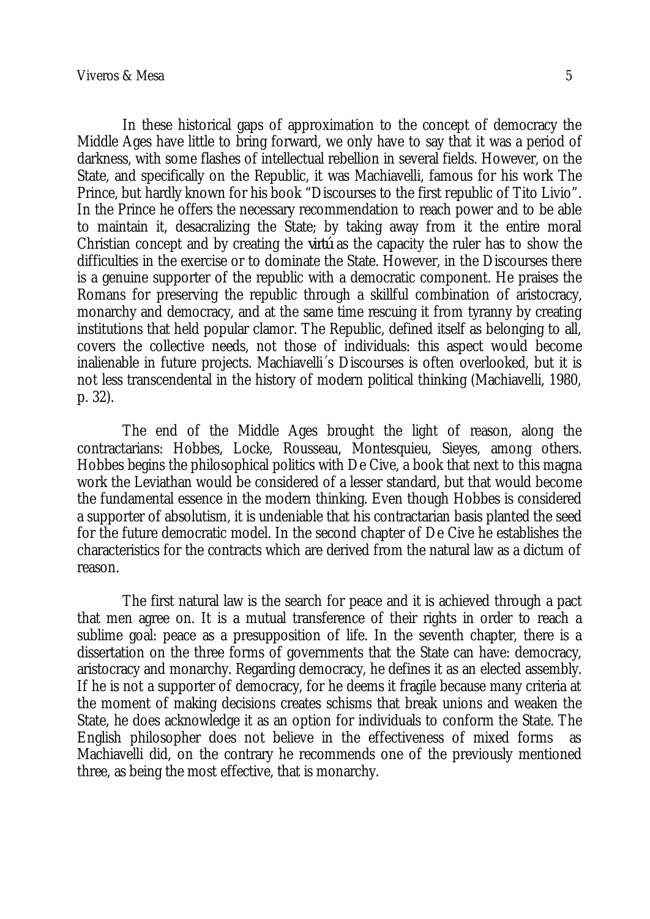In these historical gaps of approximation to the concept of democracy the Middle Ages have little to bring forward, we only have to say that it was a period of darkness, with some flashes of intellectual rebellion in several fields. However, on the State, and specifically on the Republic, it was Machiavelli, famous for his work The Prince, but hardly known for his book "Discourses to the first republic of Tito Livio". In the Prince he offers the necessary recommendation to reach power and to be able to maintain it, desacralizing the State; by taking away from it the entire moral Christian concept and by creating the *virtú* as the capacity the ruler has to show the difficulties in the exercise or to dominate the State. However, in the Discourses there is a genuine supporter of the republic with a democratic component. He praises the Romans for preserving the republic through a skillful combination of aristocracy, monarchy and democracy, and at the same time rescuing it from tyranny by creating institutions that held popular clamor. The Republic, defined itself as belonging to all, covers the collective needs, not those of individuals: this aspect would become inalienable in future projects. Machiavelli´s Discourses is often overlooked, but it is not less transcendental in the history of modern political thinking (Machiavelli, 1980, p. 32).

The end of the Middle Ages brought the light of reason, along the contractarians: Hobbes, Locke, Rousseau, Montesquieu, Sieyes, among others. Hobbes begins the philosophical politics with De Cive, a book that next to this magna work the Leviathan would be considered of a lesser standard, but that would become the fundamental essence in the modern thinking. Even though Hobbes is considered a supporter of absolutism, it is undeniable that his contractarian basis planted the seed for the future democratic model. In the second chapter of De Cive he establishes the characteristics for the contracts which are derived from the natural law as a dictum of reason.

The first natural law is the search for peace and it is achieved through a pact that men agree on. It is a mutual transference of their rights in order to reach a sublime goal: peace as a presupposition of life. In the seventh chapter, there is a dissertation on the three forms of governments that the State can have: democracy, aristocracy and monarchy. Regarding democracy, he defines it as an elected assembly. If he is not a supporter of democracy, for he deems it fragile because many criteria at the moment of making decisions creates schisms that break unions and weaken the State, he does acknowledge it as an option for individuals to conform the State. The English philosopher does not believe in the effectiveness of mixed forms as Machiavelli did, on the contrary he recommends one of the previously mentioned three, as being the most effective, that is monarchy.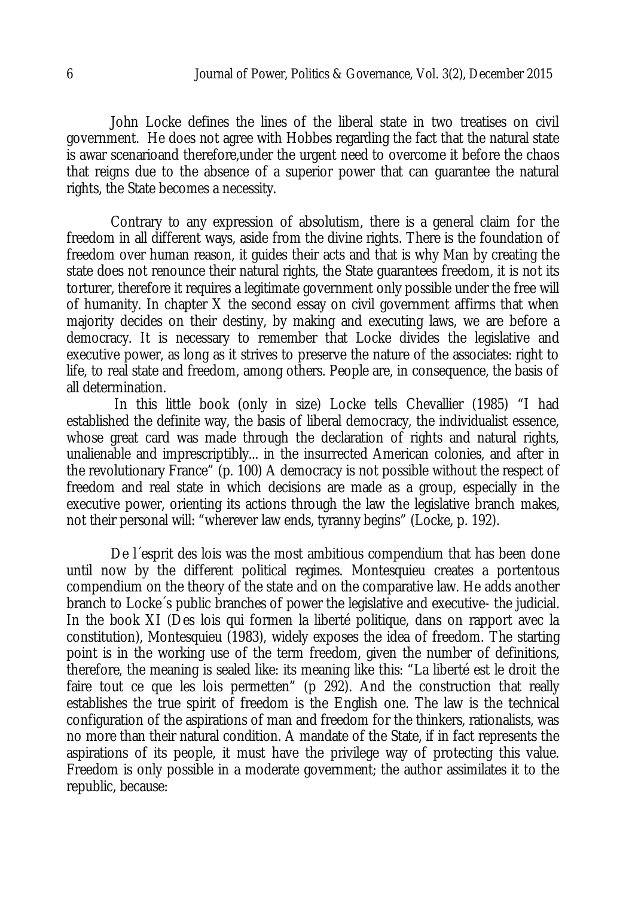John Locke defines the lines of the liberal state in two treatises on civil government. He does not agree with Hobbes regarding the fact that the natural state is awar scenarioand therefore,under the urgent need to overcome it before the chaos that reigns due to the absence of a superior power that can guarantee the natural rights, the State becomes a necessity.

Contrary to any expression of absolutism, there is a general claim for the freedom in all different ways, aside from the divine rights. There is the foundation of freedom over human reason, it guides their acts and that is why Man by creating the state does not renounce their natural rights, the State guarantees freedom, it is not its torturer, therefore it requires a legitimate government only possible under the free will of humanity. In chapter X the second essay on civil government affirms that when majority decides on their destiny, by making and executing laws, we are before a democracy. It is necessary to remember that Locke divides the legislative and executive power, as long as it strives to preserve the nature of the associates: right to life, to real state and freedom, among others. People are, in consequence, the basis of all determination.

In this little book (only in size) Locke tells Chevallier (1985) "I had established the definite way, the basis of liberal democracy, the individualist essence, whose great card was made through the declaration of rights and natural rights, unalienable and imprescriptibly... in the insurrected American colonies, and after in the revolutionary France" (p. 100) A democracy is not possible without the respect of freedom and real state in which decisions are made as a group, especially in the executive power, orienting its actions through the law the legislative branch makes, not their personal will: "wherever law ends, tyranny begins" (Locke, p. 192).

De l´esprit des lois was the most ambitious compendium that has been done until now by the different political regimes. Montesquieu creates a portentous compendium on the theory of the state and on the comparative law. He adds another branch to Locke´s public branches of power the legislative and executive- the judicial. In the book XI (Des lois qui formen la liberté politique, dans on rapport avec la constitution), Montesquieu (1983), widely exposes the idea of freedom. The starting point is in the working use of the term freedom, given the number of definitions, therefore, the meaning is sealed like: its meaning like this: "La liberté est le droit the faire tout ce que les lois permetten" (p 292). And the construction that really establishes the true spirit of freedom is the English one. The law is the technical configuration of the aspirations of man and freedom for the thinkers, rationalists, was no more than their natural condition. A mandate of the State, if in fact represents the aspirations of its people, it must have the privilege way of protecting this value. Freedom is only possible in a moderate government; the author assimilates it to the republic, because: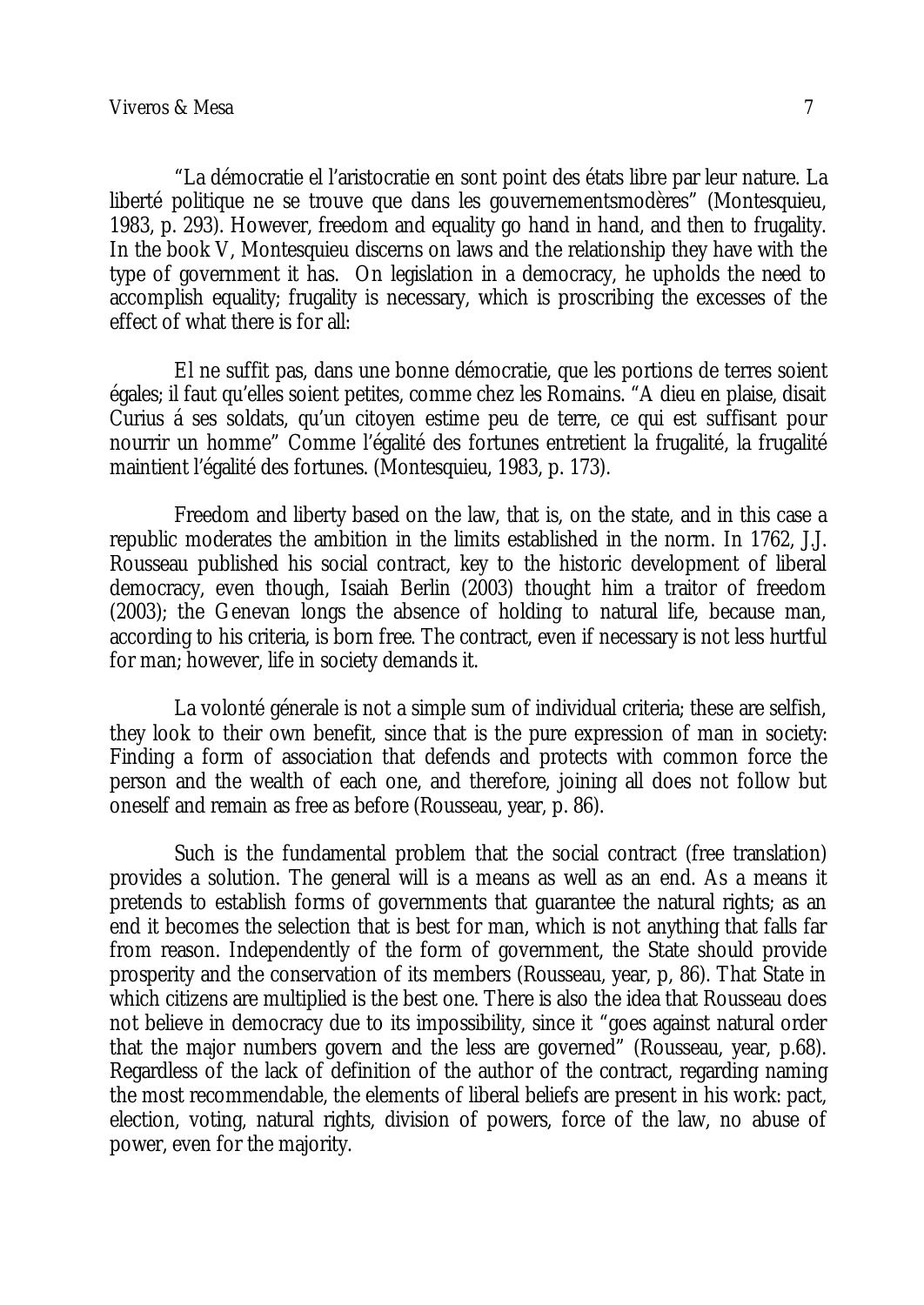"La démocratie el l'aristocratie en sont point des états libre par leur nature. La liberté politique ne se trouve que dans les gouvernementsmodères" (Montesquieu, 1983, p. 293). However, freedom and equality go hand in hand, and then to frugality. In the book V, Montesquieu discerns on laws and the relationship they have with the type of government it has. On legislation in a democracy, he upholds the need to accomplish equality; frugality is necessary, which is proscribing the excesses of the effect of what there is for all:

> El ne suffit pas, dans une bonne démocratie, que les portions de terres soient égales; il faut qu'elles soient petites, comme chez les Romains. "A dieu en plaise, disait Curius á ses soldats, qu'un citoyen estime peu de terre, ce qui est suffisant pour nourrir un homme" Comme l'égalité des fortunes entretient la frugalité, la frugalité maintient l'égalité des fortunes. (Montesquieu, 1983, p. 173).

Freedom and liberty based on the law, that is, on the state, and in this case a republic moderates the ambition in the limits established in the norm. In 1762, J.J. Rousseau published his social contract, key to the historic development of liberal democracy, even though, Isaiah Berlin (2003) thought him a traitor of freedom (2003); the Genevan longs the absence of holding to natural life, because man, according to his criteria, is born free. The contract, even if necessary is not less hurtful for man; however, life in society demands it.

La volonté génerale is not a simple sum of individual criteria; these are selfish, they look to their own benefit, since that is the pure expression of man in society: Finding a form of association that defends and protects with common force the person and the wealth of each one, and therefore, joining all does not follow but oneself and remain as free as before (Rousseau, year, p. 86).

Such is the fundamental problem that the social contract (free translation) provides a solution. The general will is a means as well as an end. As a means it pretends to establish forms of governments that guarantee the natural rights; as an end it becomes the selection that is best for man, which is not anything that falls far from reason. Independently of the form of government, the State should provide prosperity and the conservation of its members (Rousseau, year, p, 86). That State in which citizens are multiplied is the best one. There is also the idea that Rousseau does not believe in democracy due to its impossibility, since it "goes against natural order that the major numbers govern and the less are governed" (Rousseau, year, p.68). Regardless of the lack of definition of the author of the contract, regarding naming the most recommendable, the elements of liberal beliefs are present in his work: pact, election, voting, natural rights, division of powers, force of the law, no abuse of power, even for the majority.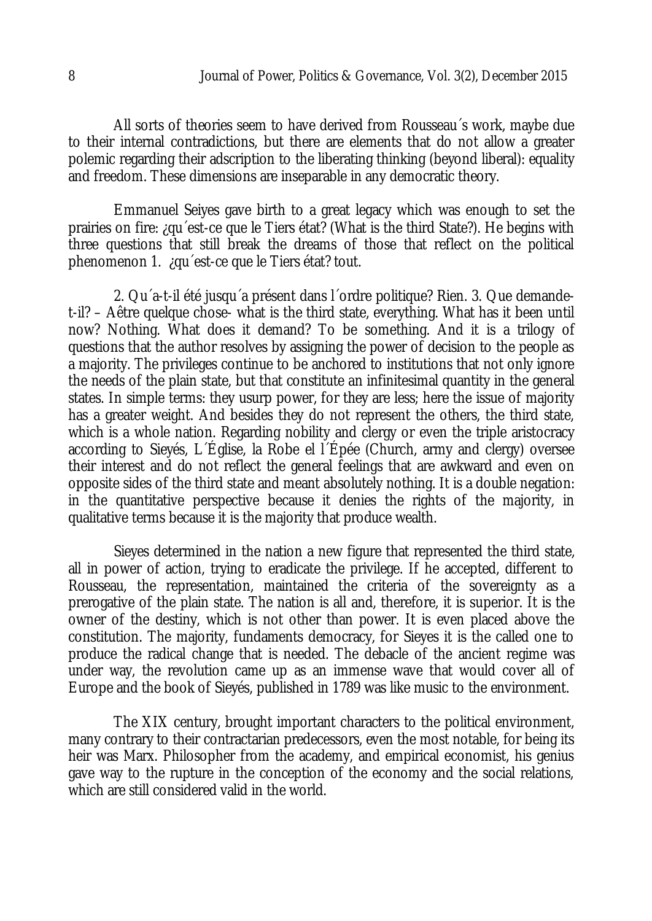All sorts of theories seem to have derived from Rousseau´s work, maybe due to their internal contradictions, but there are elements that do not allow a greater polemic regarding their adscription to the liberating thinking (beyond liberal): equality and freedom. These dimensions are inseparable in any democratic theory.

Emmanuel Seiyes gave birth to a great legacy which was enough to set the prairies on fire: ¿qu´est-ce que le Tiers état? (What is the third State?). He begins with three questions that still break the dreams of those that reflect on the political phenomenon 1. ¿qu´est-ce que le Tiers état? tout.

2. Qu´a-t-il été jusqu´a présent dans l´ordre politique? Rien. 3. Que demande-t-il? – Aêtre quelque chose- what is the third state, everything. What has it been until now? Nothing. What does it demand? To be something. And it is a trilogy of questions that the author resolves by assigning the power of decision to the people as a majority. The privileges continue to be anchored to institutions that not only ignore the needs of the plain state, but that constitute an infinitesimal quantity in the general states. In simple terms: they usurp power, for they are less; here the issue of majority has a greater weight. And besides they do not represent the others, the third state, which is a whole nation. Regarding nobility and clergy or even the triple aristocracy according to Sieyés, L´Église, la Robe el l´Épée (Church, army and clergy) oversee their interest and do not reflect the general feelings that are awkward and even on opposite sides of the third state and meant absolutely nothing. It is a double negation: in the quantitative perspective because it denies the rights of the majority, in qualitative terms because it is the majority that produce wealth.

Sieyes determined in the nation a new figure that represented the third state, all in power of action, trying to eradicate the privilege. If he accepted, different to Rousseau, the representation, maintained the criteria of the sovereignty as a prerogative of the plain state. The nation is all and, therefore, it is superior. It is the owner of the destiny, which is not other than power. It is even placed above the constitution. The majority, fundaments democracy, for Sieyes it is the called one to produce the radical change that is needed. The debacle of the ancient regime was under way, the revolution came up as an immense wave that would cover all of Europe and the book of Sieyés, published in 1789 was like music to the environment.

The XIX century, brought important characters to the political environment, many contrary to their contractarian predecessors, even the most notable, for being its heir was Marx. Philosopher from the academy, and empirical economist, his genius gave way to the rupture in the conception of the economy and the social relations, which are still considered valid in the world.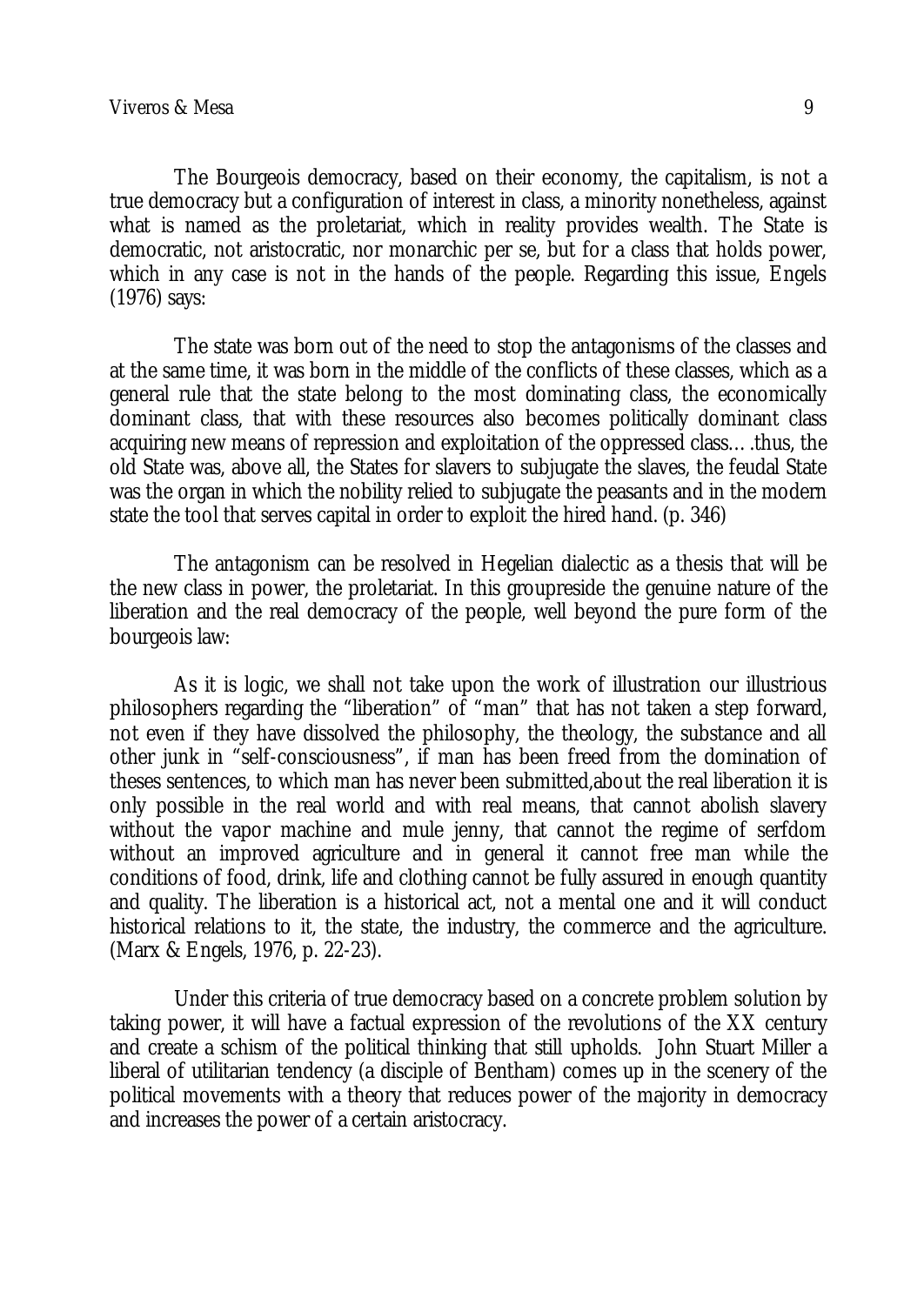The Bourgeois democracy, based on their economy, the capitalism, is not a true democracy but a configuration of interest in class, a minority nonetheless, against what is named as the proletariat, which in reality provides wealth. The State is democratic, not aristocratic, nor monarchic per se, but for a class that holds power, which in any case is not in the hands of the people. Regarding this issue, Engels (1976) says:

> The state was born out of the need to stop the antagonisms of the classes and at the same time, it was born in the middle of the conflicts of these classes, which as a general rule that the state belong to the most dominating class, the economically dominant class, that with these resources also becomes politically dominant class acquiring new means of repression and exploitation of the oppressed class….thus, the old State was, above all, the States for slavers to subjugate the slaves, the feudal State was the organ in which the nobility relied to subjugate the peasants and in the modern state the tool that serves capital in order to exploit the hired hand. (p. 346)

The antagonism can be resolved in Hegelian dialectic as a thesis that will be the new class in power, the proletariat. In this groupreside the genuine nature of the liberation and the real democracy of the people, well beyond the pure form of the bourgeois law:

> As it is logic, we shall not take upon the work of illustration our illustrious philosophers regarding the "liberation" of "man" that has not taken a step forward, not even if they have dissolved the philosophy, the theology, the substance and all other junk in "self-consciousness", if man has been freed from the domination of theses sentences, to which man has never been submitted,about the real liberation it is only possible in the real world and with real means, that cannot abolish slavery without the vapor machine and mule jenny, that cannot the regime of serfdom without an improved agriculture and in general it cannot free man while the conditions of food, drink, life and clothing cannot be fully assured in enough quantity and quality. The liberation is a historical act, not a mental one and it will conduct historical relations to it, the state, the industry, the commerce and the agriculture. (Marx & Engels, 1976, p. 22-23).

Under this criteria of true democracy based on a concrete problem solution by taking power, it will have a factual expression of the revolutions of the XX century and create a schism of the political thinking that still upholds. John Stuart Miller a liberal of utilitarian tendency (a disciple of Bentham) comes up in the scenery of the political movements with a theory that reduces power of the majority in democracy and increases the power of a certain aristocracy.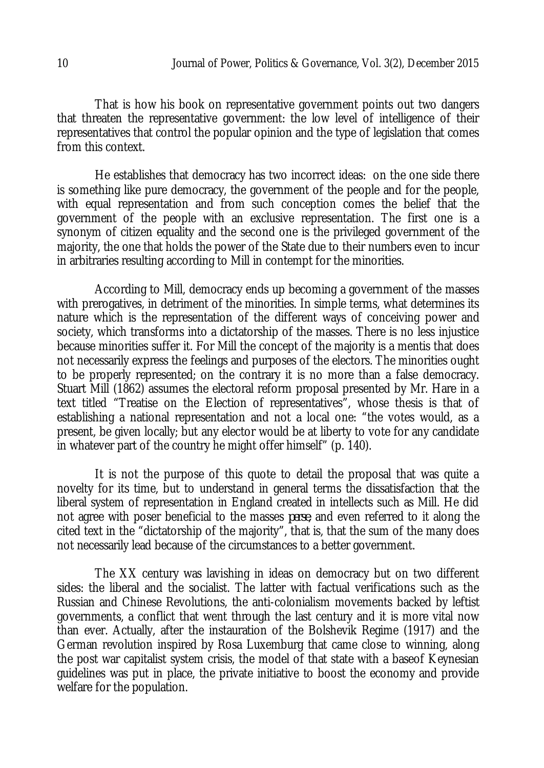That is how his book on representative government points out two dangers that threaten the representative government: the low level of intelligence of their representatives that control the popular opinion and the type of legislation that comes from this context.

He establishes that democracy has two incorrect ideas: on the one side there is something like pure democracy, the government of the people and for the people, with equal representation and from such conception comes the belief that the government of the people with an exclusive representation. The first one is a synonym of citizen equality and the second one is the privileged government of the majority, the one that holds the power of the State due to their numbers even to incur in arbitraries resulting according to Mill in contempt for the minorities.

According to Mill, democracy ends up becoming a government of the masses with prerogatives, in detriment of the minorities. In simple terms, what determines its nature which is the representation of the different ways of conceiving power and society, which transforms into a dictatorship of the masses. There is no less injustice because minorities suffer it. For Mill the concept of the majority is a mentis that does not necessarily express the feelings and purposes of the electors. The minorities ought to be properly represented; on the contrary it is no more than a false democracy. Stuart Mill (1862) assumes the electoral reform proposal presented by Mr. Hare in a text titled "Treatise on the Election of representatives", whose thesis is that of establishing a national representation and not a local one: "the votes would, as a present, be given locally; but any elector would be at liberty to vote for any candidate in whatever part of the country he might offer himself" (p. 140).

It is not the purpose of this quote to detail the proposal that was quite a novelty for its time, but to understand in general terms the dissatisfaction that the liberal system of representation in England created in intellects such as Mill. He did not agree with poser beneficial to the masses *perse*, and even referred to it along the cited text in the "dictatorship of the majority", that is, that the sum of the many does not necessarily lead because of the circumstances to a better government.

The XX century was lavishing in ideas on democracy but on two different sides: the liberal and the socialist. The latter with factual verifications such as the Russian and Chinese Revolutions, the anti-colonialism movements backed by leftist governments, a conflict that went through the last century and it is more vital now than ever. Actually, after the instauration of the Bolshevik Regime (1917) and the German revolution inspired by Rosa Luxemburg that came close to winning, along the post war capitalist system crisis, the model of that state with a baseof Keynesian guidelines was put in place, the private initiative to boost the economy and provide welfare for the population.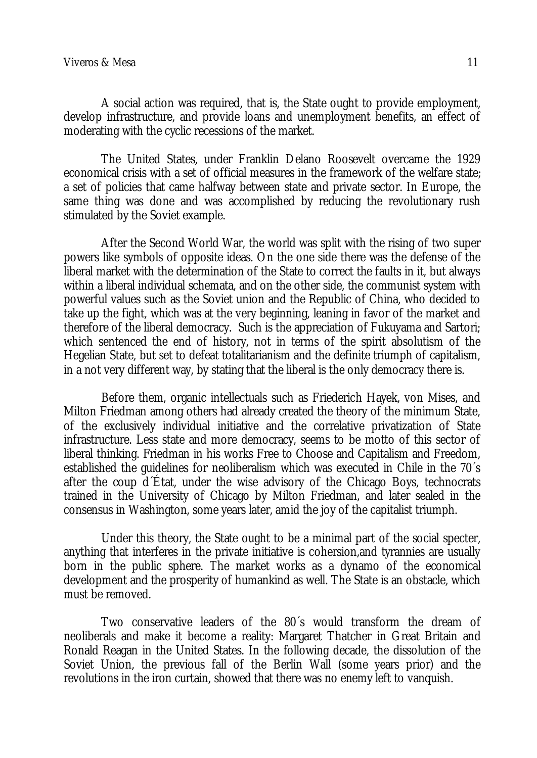A social action was required, that is, the State ought to provide employment, develop infrastructure, and provide loans and unemployment benefits, an effect of moderating with the cyclic recessions of the market.

The United States, under Franklin Delano Roosevelt overcame the 1929 economical crisis with a set of official measures in the framework of the welfare state; a set of policies that came halfway between state and private sector. In Europe, the same thing was done and was accomplished by reducing the revolutionary rush stimulated by the Soviet example.

After the Second World War, the world was split with the rising of two super powers like symbols of opposite ideas. On the one side there was the defense of the liberal market with the determination of the State to correct the faults in it, but always within a liberal individual schemata, and on the other side, the communist system with powerful values such as the Soviet union and the Republic of China, who decided to take up the fight, which was at the very beginning, leaning in favor of the market and therefore of the liberal democracy. Such is the appreciation of Fukuyama and Sartori; which sentenced the end of history, not in terms of the spirit absolutism of the Hegelian State, but set to defeat totalitarianism and the definite triumph of capitalism, in a not very different way, by stating that the liberal is the only democracy there is.

Before them, organic intellectuals such as Friederich Hayek, von Mises, and Milton Friedman among others had already created the theory of the minimum State, of the exclusively individual initiative and the correlative privatization of State infrastructure. Less state and more democracy, seems to be motto of this sector of liberal thinking. Friedman in his works Free to Choose and Capitalism and Freedom, established the guidelines for neoliberalism which was executed in Chile in the 70´s after the coup d´État, under the wise advisory of the Chicago Boys, technocrats trained in the University of Chicago by Milton Friedman, and later sealed in the consensus in Washington, some years later, amid the joy of the capitalist triumph.

Under this theory, the State ought to be a minimal part of the social specter, anything that interferes in the private initiative is cohersion,and tyrannies are usually born in the public sphere. The market works as a dynamo of the economical development and the prosperity of humankind as well. The State is an obstacle, which must be removed.

Two conservative leaders of the 80´s would transform the dream of neoliberals and make it become a reality: Margaret Thatcher in Great Britain and Ronald Reagan in the United States. In the following decade, the dissolution of the Soviet Union, the previous fall of the Berlin Wall (some years prior) and the revolutions in the iron curtain, showed that there was no enemy left to vanquish.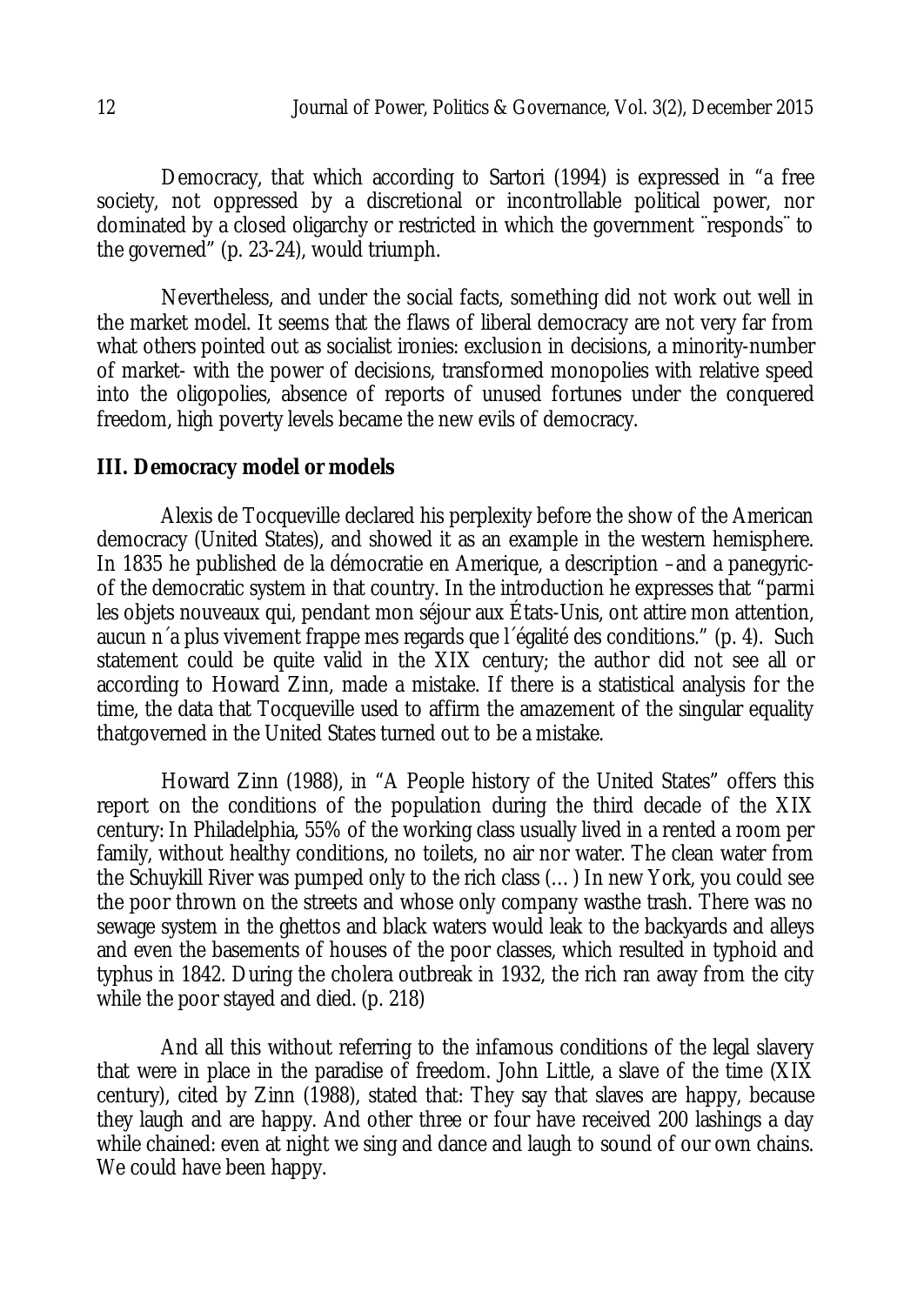Democracy, that which according to Sartori (1994) is expressed in "a free society, not oppressed by a discretional or incontrollable political power, nor dominated by a closed oligarchy or restricted in which the government ¨responds¨ to the governed" (p. 23-24), would triumph.

Nevertheless, and under the social facts, something did not work out well in the market model. It seems that the flaws of liberal democracy are not very far from what others pointed out as socialist ironies: exclusion in decisions, a minority-number of market- with the power of decisions, transformed monopolies with relative speed into the oligopolies, absence of reports of unused fortunes under the conquered freedom, high poverty levels became the new evils of democracy.

**III. Democracy model or models**

Alexis de Tocqueville declared his perplexity before the show of the American democracy (United States), and showed it as an example in the western hemisphere. In 1835 he published de la démocratie en Amerique, a description –and a panegyric- of the democratic system in that country. In the introduction he expresses that "parmi les objets nouveaux qui, pendant mon séjour aux États-Unis, ont attire mon attention, aucun n´a plus vivement frappe mes regards que l´égalité des conditions." (p. 4). Such statement could be quite valid in the XIX century; the author did not see all or according to Howard Zinn, made a mistake. If there is a statistical analysis for the time, the data that Tocqueville used to affirm the amazement of the singular equality thatgoverned in the United States turned out to be a mistake.

Howard Zinn (1988), in "A People history of the United States" offers this report on the conditions of the population during the third decade of the XIX century: In Philadelphia, 55% of the working class usually lived in a rented a room per family, without healthy conditions, no toilets, no air nor water. The clean water from the Schuykill River was pumped only to the rich class (…) In new York, you could see the poor thrown on the streets and whose only company wasthe trash. There was no sewage system in the ghettos and black waters would leak to the backyards and alleys and even the basements of houses of the poor classes, which resulted in typhoid and typhus in 1842. During the cholera outbreak in 1932, the rich ran away from the city while the poor stayed and died. (p. 218)

And all this without referring to the infamous conditions of the legal slavery that were in place in the paradise of freedom. John Little, a slave of the time (XIX century), cited by Zinn (1988), stated that: They say that slaves are happy, because they laugh and are happy. And other three or four have received 200 lashings a day while chained: even at night we sing and dance and laugh to sound of our own chains. We could have been happy.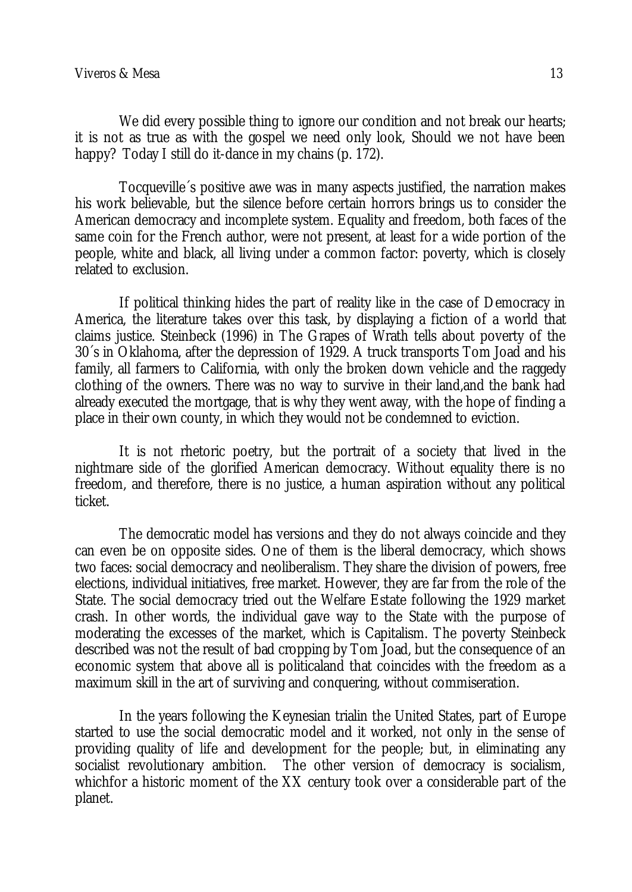We did every possible thing to ignore our condition and not break our hearts; it is not as true as with the gospel we need only look, Should we not have been happy? Today I still do it-dance in my chains (p. 172).

Tocqueville´s positive awe was in many aspects justified, the narration makes his work believable, but the silence before certain horrors brings us to consider the American democracy and incomplete system. Equality and freedom, both faces of the same coin for the French author, were not present, at least for a wide portion of the people, white and black, all living under a common factor: poverty, which is closely related to exclusion.

If political thinking hides the part of reality like in the case of Democracy in America, the literature takes over this task, by displaying a fiction of a world that claims justice. Steinbeck (1996) in The Grapes of Wrath tells about poverty of the 30´s in Oklahoma, after the depression of 1929. A truck transports Tom Joad and his family, all farmers to California, with only the broken down vehicle and the raggedy clothing of the owners. There was no way to survive in their land,and the bank had already executed the mortgage, that is why they went away, with the hope of finding a place in their own county, in which they would not be condemned to eviction.

It is not rhetoric poetry, but the portrait of a society that lived in the nightmare side of the glorified American democracy. Without equality there is no freedom, and therefore, there is no justice, a human aspiration without any political ticket.

The democratic model has versions and they do not always coincide and they can even be on opposite sides. One of them is the liberal democracy, which shows two faces: social democracy and neoliberalism. They share the division of powers, free elections, individual initiatives, free market. However, they are far from the role of the State. The social democracy tried out the Welfare Estate following the 1929 market crash. In other words, the individual gave way to the State with the purpose of moderating the excesses of the market, which is Capitalism. The poverty Steinbeck described was not the result of bad cropping by Tom Joad, but the consequence of an economic system that above all is politicaland that coincides with the freedom as a maximum skill in the art of surviving and conquering, without commiseration.

In the years following the Keynesian trialin the United States, part of Europe started to use the social democratic model and it worked, not only in the sense of providing quality of life and development for the people; but, in eliminating any socialist revolutionary ambition. The other version of democracy is socialism, whichfor a historic moment of the XX century took over a considerable part of the planet.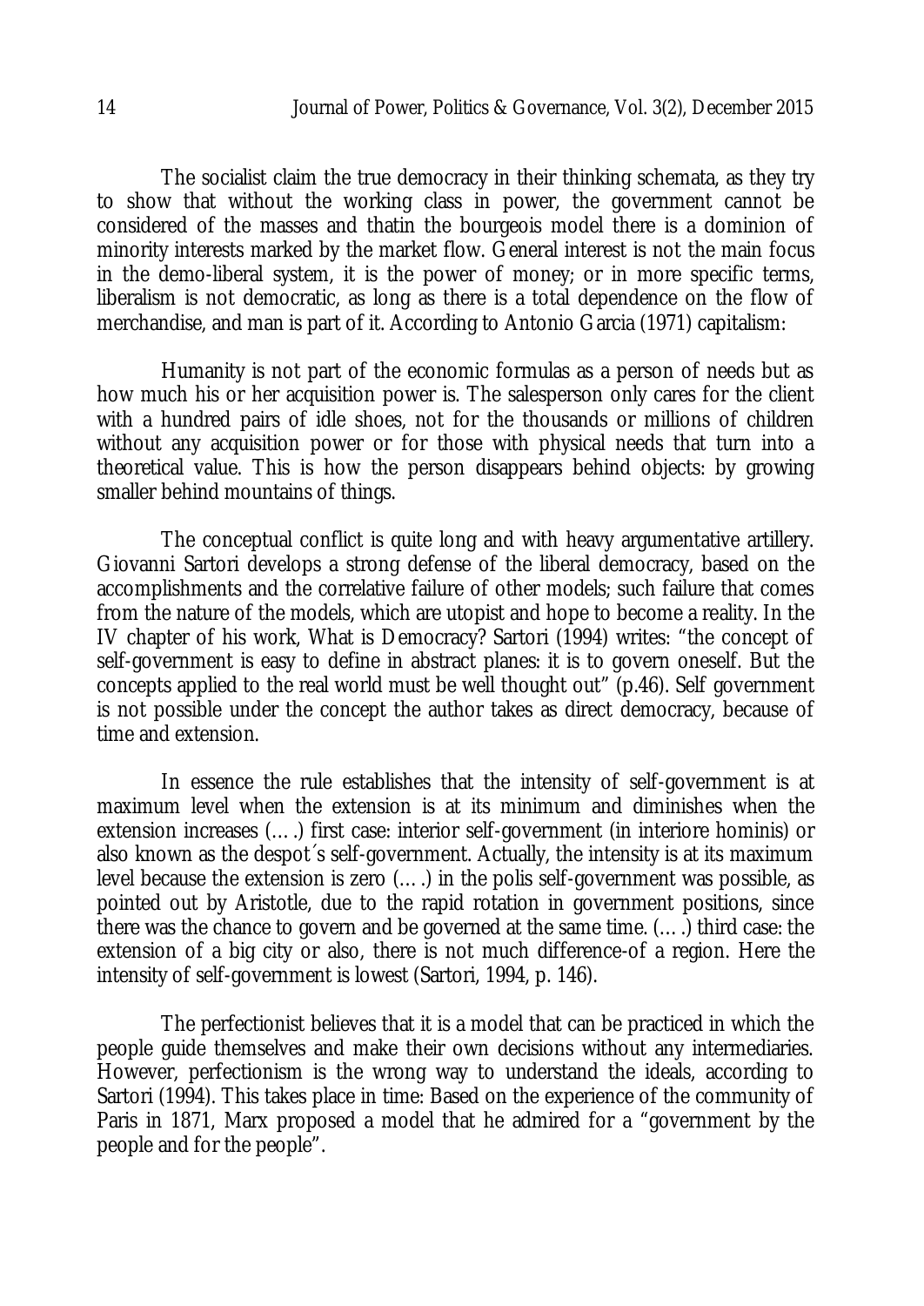The socialist claim the true democracy in their thinking schemata, as they try to show that without the working class in power, the government cannot be considered of the masses and thatin the bourgeois model there is a dominion of minority interests marked by the market flow. General interest is not the main focus in the demo-liberal system, it is the power of money; or in more specific terms, liberalism is not democratic, as long as there is a total dependence on the flow of merchandise, and man is part of it. According to Antonio Garcia (1971) capitalism:

> Humanity is not part of the economic formulas as a person of needs but as how much his or her acquisition power is. The salesperson only cares for the client with a hundred pairs of idle shoes, not for the thousands or millions of children without any acquisition power or for those with physical needs that turn into a theoretical value. This is how the person disappears behind objects: by growing smaller behind mountains of things.

The conceptual conflict is quite long and with heavy argumentative artillery. Giovanni Sartori develops a strong defense of the liberal democracy, based on the accomplishments and the correlative failure of other models; such failure that comes from the nature of the models, which are utopist and hope to become a reality. In the IV chapter of his work, What is Democracy? Sartori (1994) writes: "the concept of self-government is easy to define in abstract planes: it is to govern oneself. But the concepts applied to the real world must be well thought out" (p.46). Self government is not possible under the concept the author takes as direct democracy, because of time and extension.

> In essence the rule establishes that the intensity of self-government is at maximum level when the extension is at its minimum and diminishes when the extension increases (….) first case: interior self-government (in interiore hominis) or also known as the despot´s self-government. Actually, the intensity is at its maximum level because the extension is zero (….) in the polis self-government was possible, as pointed out by Aristotle, due to the rapid rotation in government positions, since there was the chance to govern and be governed at the same time. (….) third case: the extension of a big city or also, there is not much difference-of a region. Here the intensity of self-government is lowest (Sartori, 1994, p. 146).

The perfectionist believes that it is a model that can be practiced in which the people guide themselves and make their own decisions without any intermediaries. However, perfectionism is the wrong way to understand the ideals, according to Sartori (1994). This takes place in time: Based on the experience of the community of Paris in 1871, Marx proposed a model that he admired for a "government by the people and for the people".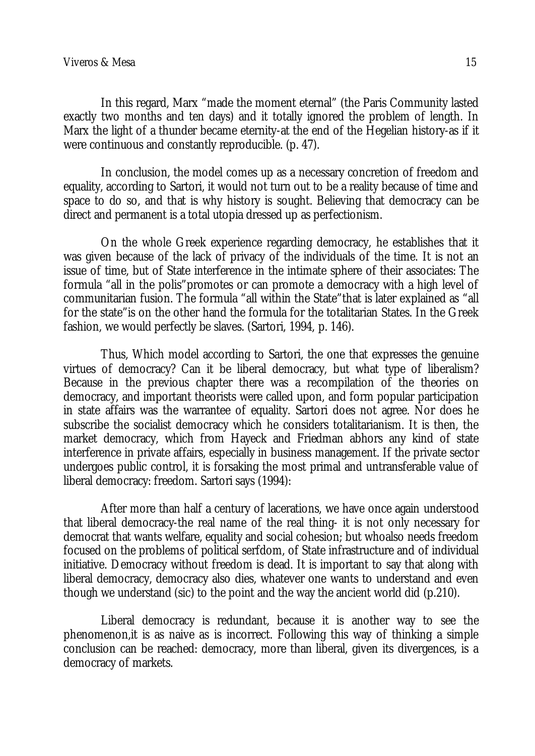In this regard, Marx "made the moment eternal" (the Paris Community lasted exactly two months and ten days) and it totally ignored the problem of length. In Marx the light of a thunder became eternity-at the end of the Hegelian history-as if it were continuous and constantly reproducible. (p. 47).

In conclusion, the model comes up as a necessary concretion of freedom and equality, according to Sartori, it would not turn out to be a reality because of time and space to do so, and that is why history is sought. Believing that democracy can be direct and permanent is a total utopia dressed up as perfectionism.

On the whole Greek experience regarding democracy, he establishes that it was given because of the lack of privacy of the individuals of the time. It is not an issue of time, but of State interference in the intimate sphere of their associates: The formula "all in the polis"promotes or can promote a democracy with a high level of communitarian fusion. The formula "all within the State"that is later explained as "all for the state"is on the other hand the formula for the totalitarian States. In the Greek fashion, we would perfectly be slaves. (Sartori, 1994, p. 146).

Thus, Which model according to Sartori, the one that expresses the genuine virtues of democracy? Can it be liberal democracy, but what type of liberalism? Because in the previous chapter there was a recompilation of the theories on democracy, and important theorists were called upon, and form popular participation in state affairs was the warrantee of equality. Sartori does not agree. Nor does he subscribe the socialist democracy which he considers totalitarianism. It is then, the market democracy, which from Hayeck and Friedman abhors any kind of state interference in private affairs, especially in business management. If the private sector undergoes public control, it is forsaking the most primal and untransferable value of liberal democracy: freedom. Sartori says (1994):

After more than half a century of lacerations, we have once again understood that liberal democracy-the real name of the real thing- it is not only necessary for democrat that wants welfare, equality and social cohesion; but whoalso needs freedom focused on the problems of political serfdom, of State infrastructure and of individual initiative. Democracy without freedom is dead. It is important to say that along with liberal democracy, democracy also dies, whatever one wants to understand and even though we understand (sic) to the point and the way the ancient world did (p.210).

Liberal democracy is redundant, because it is another way to see the phenomenon,it is as naive as is incorrect. Following this way of thinking a simple conclusion can be reached: democracy, more than liberal, given its divergences, is a democracy of markets.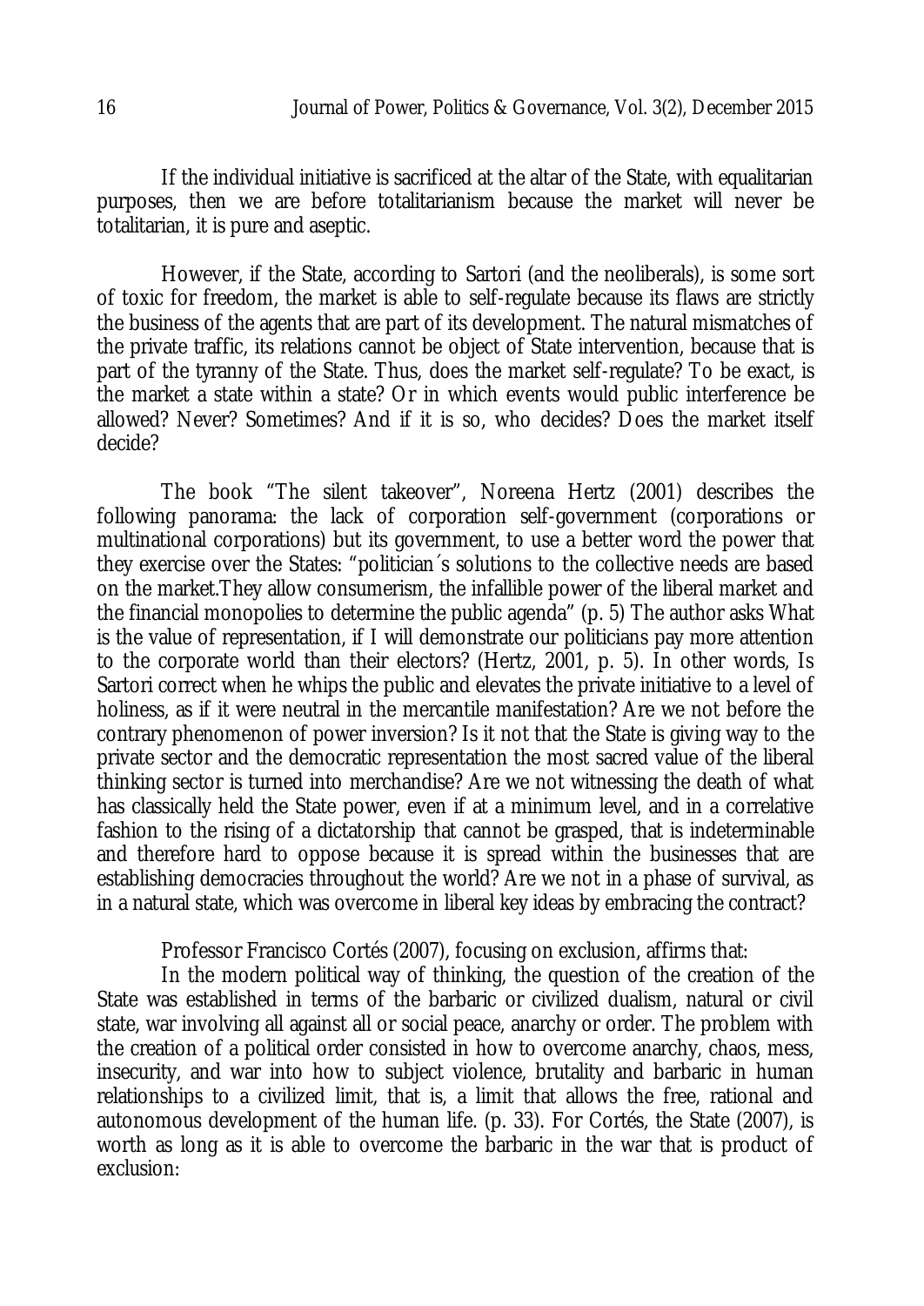If the individual initiative is sacrificed at the altar of the State, with equalitarian purposes, then we are before totalitarianism because the market will never be totalitarian, it is pure and aseptic.

However, if the State, according to Sartori (and the neoliberals), is some sort of toxic for freedom, the market is able to self-regulate because its flaws are strictly the business of the agents that are part of its development. The natural mismatches of the private traffic, its relations cannot be object of State intervention, because that is part of the tyranny of the State. Thus, does the market self-regulate? To be exact, is the market a state within a state? Or in which events would public interference be allowed? Never? Sometimes? And if it is so, who decides? Does the market itself decide?

The book "The silent takeover", Noreena Hertz (2001) describes the following panorama: the lack of corporation self-government (corporations or multinational corporations) but its government, to use a better word the power that they exercise over the States: "politician´s solutions to the collective needs are based on the market.They allow consumerism, the infallible power of the liberal market and the financial monopolies to determine the public agenda" (p. 5) The author asks What is the value of representation, if I will demonstrate our politicians pay more attention to the corporate world than their electors? (Hertz, 2001, p. 5). In other words, Is Sartori correct when he whips the public and elevates the private initiative to a level of holiness, as if it were neutral in the mercantile manifestation? Are we not before the contrary phenomenon of power inversion? Is it not that the State is giving way to the private sector and the democratic representation the most sacred value of the liberal thinking sector is turned into merchandise? Are we not witnessing the death of what has classically held the State power, even if at a minimum level, and in a correlative fashion to the rising of a dictatorship that cannot be grasped, that is indeterminable and therefore hard to oppose because it is spread within the businesses that are establishing democracies throughout the world? Are we not in a phase of survival, as in a natural state, which was overcome in liberal key ideas by embracing the contract?

Professor Francisco Cortés (2007), focusing on exclusion, affirms that:

In the modern political way of thinking, the question of the creation of the State was established in terms of the barbaric or civilized dualism, natural or civil state, war involving all against all or social peace, anarchy or order. The problem with the creation of a political order consisted in how to overcome anarchy, chaos, mess, insecurity, and war into how to subject violence, brutality and barbaric in human relationships to a civilized limit, that is, a limit that allows the free, rational and autonomous development of the human life. (p. 33). For Cortés, the State (2007), is worth as long as it is able to overcome the barbaric in the war that is product of exclusion: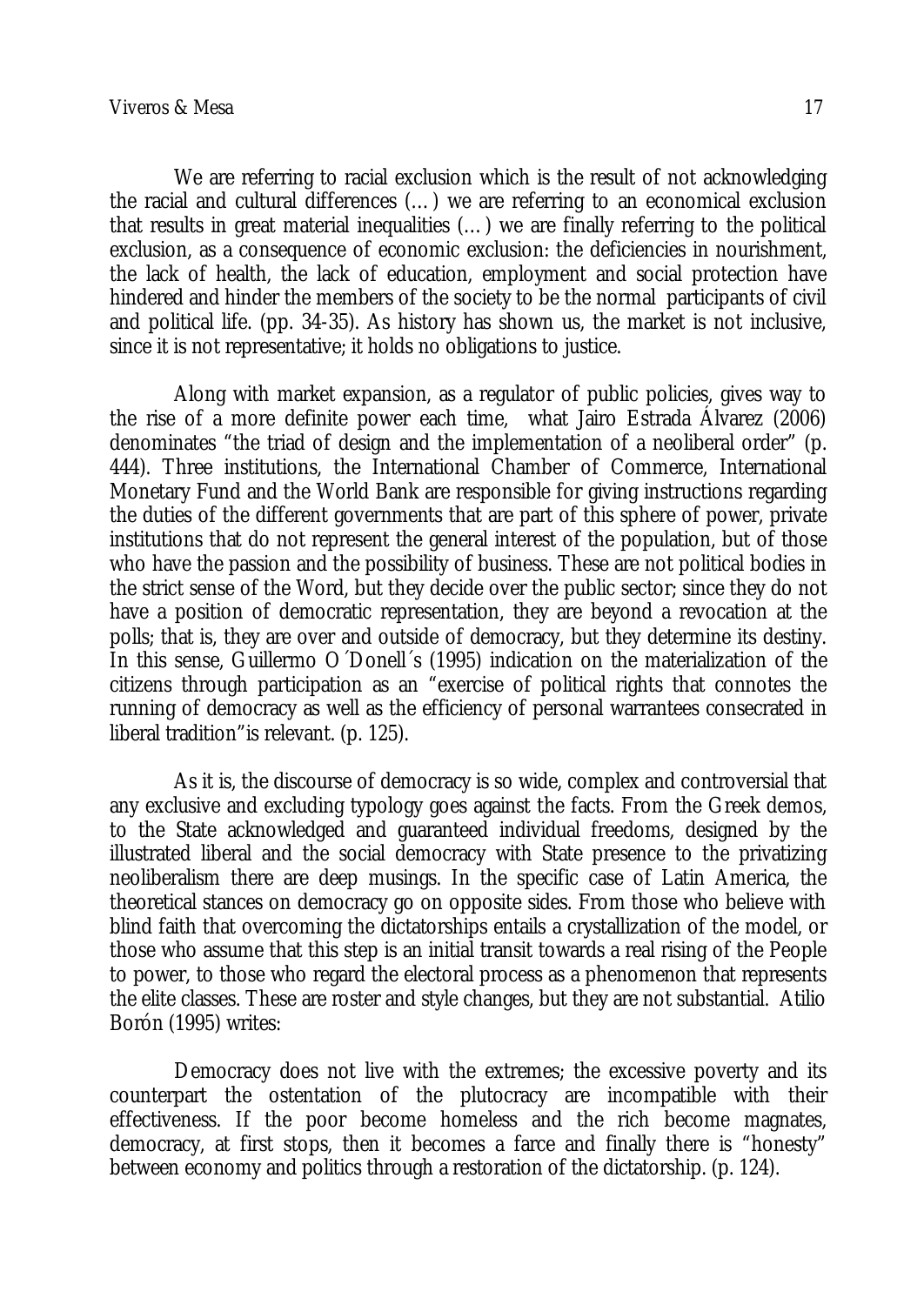We are referring to racial exclusion which is the result of not acknowledging the racial and cultural differences (…) we are referring to an economical exclusion that results in great material inequalities (…) we are finally referring to the political exclusion, as a consequence of economic exclusion: the deficiencies in nourishment, the lack of health, the lack of education, employment and social protection have hindered and hinder the members of the society to be the normal participants of civil and political life. (pp. 34-35). As history has shown us, the market is not inclusive, since it is not representative; it holds no obligations to justice.

Along with market expansion, as a regulator of public policies, gives way to the rise of a more definite power each time, what Jairo Estrada Álvarez (2006) denominates "the triad of design and the implementation of a neoliberal order" (p. 444). Three institutions, the International Chamber of Commerce, International Monetary Fund and the World Bank are responsible for giving instructions regarding the duties of the different governments that are part of this sphere of power, private institutions that do not represent the general interest of the population, but of those who have the passion and the possibility of business. These are not political bodies in the strict sense of the Word, but they decide over the public sector; since they do not have a position of democratic representation, they are beyond a revocation at the polls; that is, they are over and outside of democracy, but they determine its destiny. In this sense, Guillermo O´Donell´s (1995) indication on the materialization of the citizens through participation as an "exercise of political rights that connotes the running of democracy as well as the efficiency of personal warrantees consecrated in liberal tradition"is relevant. (p. 125).

As it is, the discourse of democracy is so wide, complex and controversial that any exclusive and excluding typology goes against the facts. From the Greek demos, to the State acknowledged and guaranteed individual freedoms, designed by the illustrated liberal and the social democracy with State presence to the privatizing neoliberalism there are deep musings. In the specific case of Latin America, the theoretical stances on democracy go on opposite sides. From those who believe with blind faith that overcoming the dictatorships entails a crystallization of the model, or those who assume that this step is an initial transit towards a real rising of the People to power, to those who regard the electoral process as a phenomenon that represents the elite classes. These are roster and style changes, but they are not substantial. Atilio Borón (1995) writes:

Democracy does not live with the extremes; the excessive poverty and its counterpart the ostentation of the plutocracy are incompatible with their effectiveness. If the poor become homeless and the rich become magnates, democracy, at first stops, then it becomes a farce and finally there is "honesty" between economy and politics through a restoration of the dictatorship. (p. 124).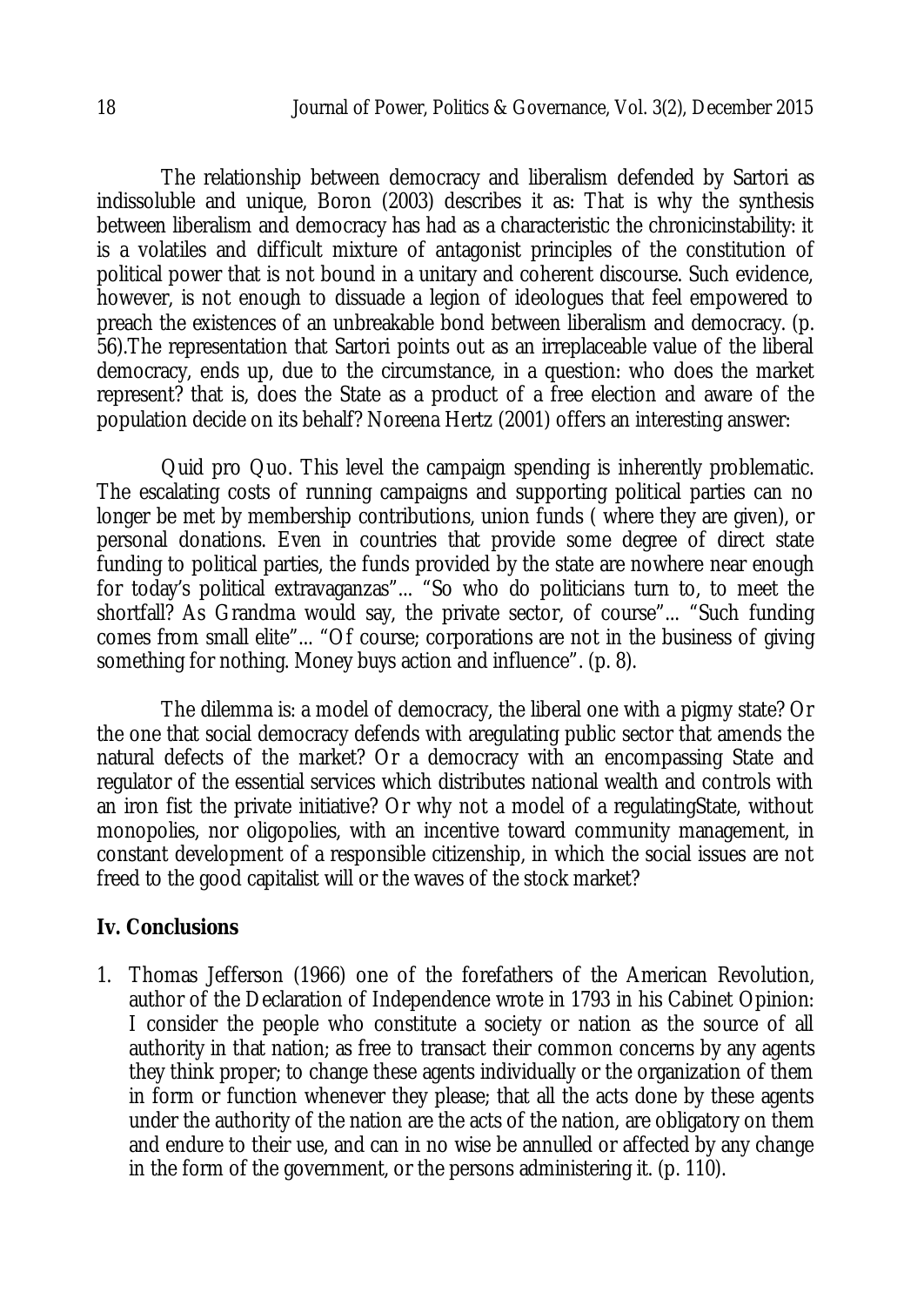The relationship between democracy and liberalism defended by Sartori as indissoluble and unique, Boron (2003) describes it as: That is why the synthesis between liberalism and democracy has had as a characteristic the chronicinstability: it is a volatiles and difficult mixture of antagonist principles of the constitution of political power that is not bound in a unitary and coherent discourse. Such evidence, however, is not enough to dissuade a legion of ideologues that feel empowered to preach the existences of an unbreakable bond between liberalism and democracy. (p. 56).The representation that Sartori points out as an irreplaceable value of the liberal democracy, ends up, due to the circumstance, in a question: who does the market represent? that is, does the State as a product of a free election and aware of the population decide on its behalf? Noreena Hertz (2001) offers an interesting answer:

Quid pro Quo. This level the campaign spending is inherently problematic. The escalating costs of running campaigns and supporting political parties can no longer be met by membership contributions, union funds ( where they are given), or personal donations. Even in countries that provide some degree of direct state funding to political parties, the funds provided by the state are nowhere near enough for today's political extravaganzas"... "So who do politicians turn to, to meet the shortfall? As Grandma would say, the private sector, of course"... "Such funding comes from small elite"... "Of course; corporations are not in the business of giving something for nothing. Money buys action and influence". (p. 8).

The dilemma is: a model of democracy, the liberal one with a pigmy state? Or the one that social democracy defends with aregulating public sector that amends the natural defects of the market? Or a democracy with an encompassing State and regulator of the essential services which distributes national wealth and controls with an iron fist the private initiative? Or why not a model of a regulatingState, without monopolies, nor oligopolies, with an incentive toward community management, in constant development of a responsible citizenship, in which the social issues are not freed to the good capitalist will or the waves of the stock market?

## Iv. Conclusions

1. Thomas Jefferson (1966) one of the forefathers of the American Revolution, author of the Declaration of Independence wrote in 1793 in his Cabinet Opinion: I consider the people who constitute a society or nation as the source of all authority in that nation; as free to transact their common concerns by any agents they think proper; to change these agents individually or the organization of them in form or function whenever they please; that all the acts done by these agents under the authority of the nation are the acts of the nation, are obligatory on them and endure to their use, and can in no wise be annulled or affected by any change in the form of the government, or the persons administering it. (p. 110).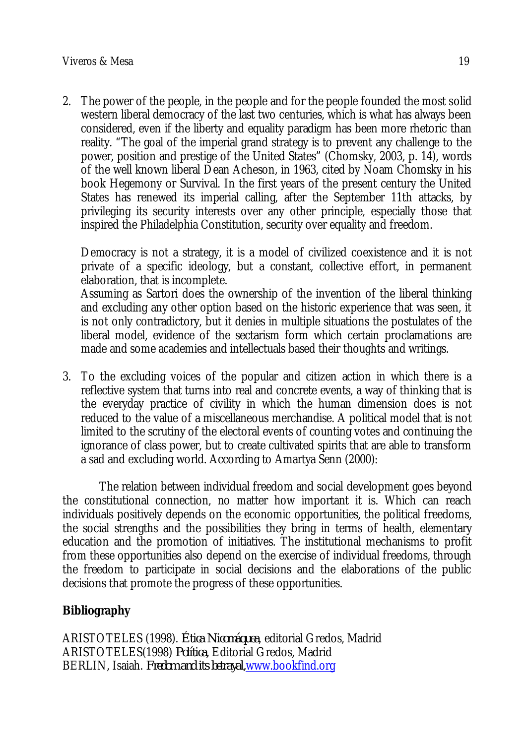2. The power of the people, in the people and for the people founded the most solid western liberal democracy of the last two centuries, which is what has always been considered, even if the liberty and equality paradigm has been more rhetoric than reality. "The goal of the imperial grand strategy is to prevent any challenge to the power, position and prestige of the United States" (Chomsky, 2003, p. 14), words of the well known liberal Dean Acheson, in 1963, cited by Noam Chomsky in his book Hegemony or Survival. In the first years of the present century the United States has renewed its imperial calling, after the September 11th attacks, by privileging its security interests over any other principle, especially those that inspired the Philadelphia Constitution, security over equality and freedom.

   Democracy is not a strategy, it is a model of civilized coexistence and it is not private of a specific ideology, but a constant, collective effort, in permanent elaboration, that is incomplete.
   Assuming as Sartori does the ownership of the invention of the liberal thinking and excluding any other option based on the historic experience that was seen, it is not only contradictory, but it denies in multiple situations the postulates of the liberal model, evidence of the sectarism form which certain proclamations are made and some academies and intellectuals based their thoughts and writings.

3. To the excluding voices of the popular and citizen action in which there is a reflective system that turns into real and concrete events, a way of thinking that is the everyday practice of civility in which the human dimension does is not reduced to the value of a miscellaneous merchandise. A political model that is not limited to the scrutiny of the electoral events of counting votes and continuing the ignorance of class power, but to create cultivated spirits that are able to transform a sad and excluding world. According to Amartya Senn (2000):

The relation between individual freedom and social development goes beyond the constitutional connection, no matter how important it is. Which can reach individuals positively depends on the economic opportunities, the political freedoms, the social strengths and the possibilities they bring in terms of health, elementary education and the promotion of initiatives. The institutional mechanisms to profit from these opportunities also depend on the exercise of individual freedoms, through the freedom to participate in social decisions and the elaborations of the public decisions that promote the progress of these opportunities.

## Bibliography

ARISTOTELES (1998). *Ética Nicomáquea*, editorial Gredos, Madrid
ARISTOTELES(1998) *Política*, Editorial Gredos, Madrid
BERLIN, Isaiah. *Freedom and its betrayal*, www.bookfind.org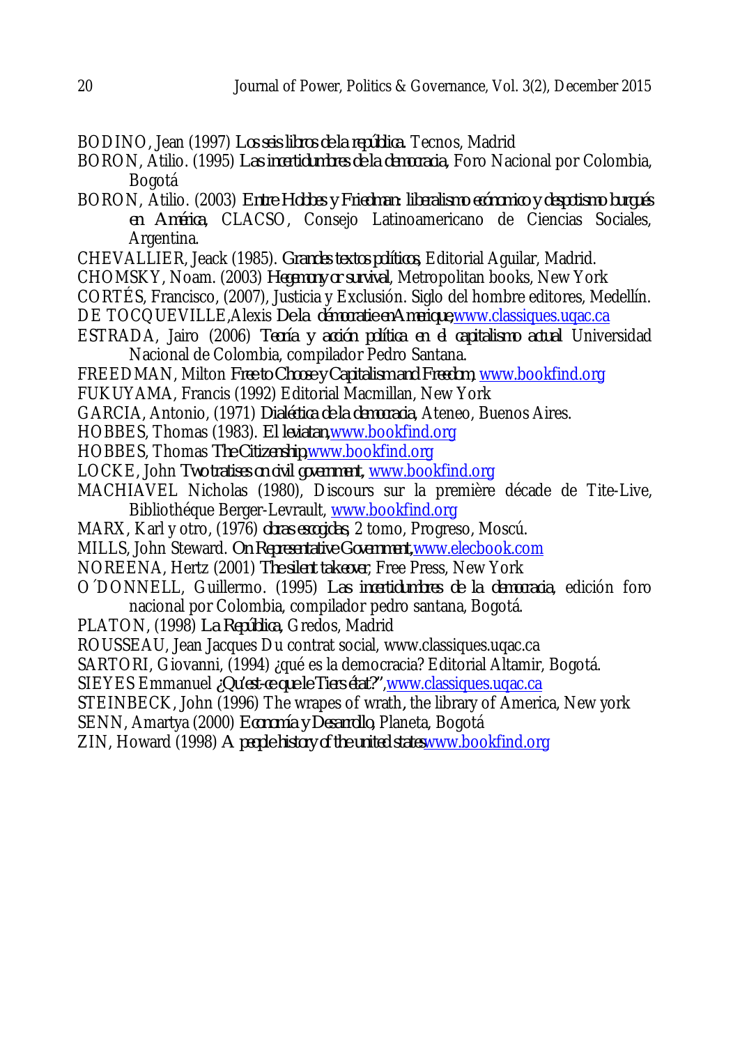BODINO, Jean (1997) *Los seis libros de la república.* Tecnos, Madrid

BORON, Atilio. (1995) *Las incertidumbres de la democracia,* Foro Nacional por Colombia, Bogotá

BORON, Atilio. (2003) *Entre Hobbes y Friedman: liberalismo ecónomico y despotismo burgués en América,* CLACSO, Consejo Latinoamericano de Ciencias Sociales, Argentina.

CHEVALLIER, Jeack (1985). *Grandes textos políticos,* Editorial Aguilar, Madrid.

CHOMSKY, Noam. (2003) *Hegemony or survival*, Metropolitan books, New York

CORTÉS, Francisco, (2007), Justicia y Exclusión. Siglo del hombre editores, Medellín.

DE TOCQUEVILLE,Alexis *De la démocratie en Amerique,*www.classiques.uqac.ca

ESTRADA, Jairo (2006) *Teoría y acción política en el capitalismo actual* Universidad Nacional de Colombia, compilador Pedro Santana.

FREEDMAN, Milton *Free to Choose y Capitalism and Freedom*. www.bookfind.org

FUKUYAMA, Francis (1992) Editorial Macmillan, New York

GARCIA, Antonio, (1971) *Dialéctica de la democracia*, Ateneo, Buenos Aires.

HOBBES, Thomas (1983). *El leviatan,*www.bookfind.org

HOBBES, Thomas *The Citizenship,*www.bookfind.org

LOCKE, John *Two tratises on civil government,* www.bookfind.org

MACHIAVEL Nicholas (1980), Discours sur la première décade de Tite-Live, Bibliothéque Berger-Levrault, www.bookfind.org

MARX, Karl y otro, (1976) *obras escogidas*, 2 tomo, Progreso, Moscú.

MILLS, John Steward. *On Representative Government,*www.elecbook.com

NOREENA, Hertz (2001) *The silent takeover*, Free Press, New York

O´DONNELL, Guillermo. (1995) *Las incertidumbres de la democracia*, edición foro nacional por Colombia, compilador pedro santana, Bogotá.

PLATON, (1998) *La República*, Gredos, Madrid

ROUSSEAU, Jean Jacques Du contrat social, www.classiques.uqac.ca

SARTORI, Giovanni, (1994) ¿qué es la democracia? Editorial Altamir, Bogotá.

SIEYES Emmanuel *¿Qu'est-ce que le Tiers état?",*www.classiques.uqac.ca

STEINBECK, John (1996) The wrapes of wrath, the library of America, New york

SENN, Amartya (2000) *Economía y Desarrollo*, Planeta, Bogotá

ZIN, Howard (1998) *A people history of the united states*www.bookfind.org